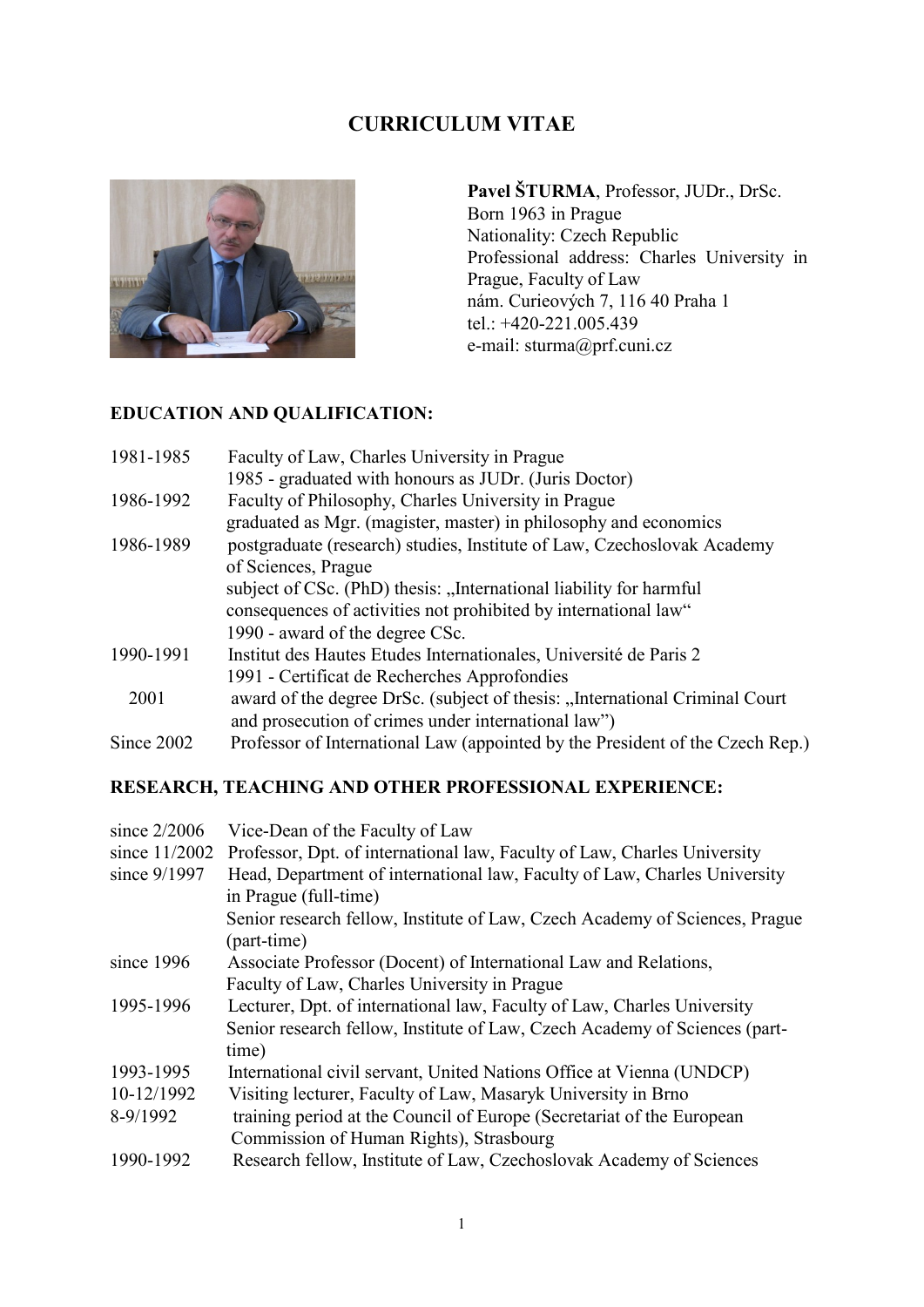# CURRICULUM VITAE

**Pavel ŠTURMA**, Professor, JUDr., DrSc.
Born 1963 in Prague
Nationality: Czech Republic
Professional address: Charles University in Prague, Faculty of Law
nám. Curieových 7, 116 40 Praha 1
tel.: +420-221.005.439
e-mail: sturma@prf.cuni.cz

## EDUCATION AND QUALIFICATION:

| | |
|---|---|
| 1981-1985 | Faculty of Law, Charles University in Prague<br>1985 - graduated with honours as JUDr. (Juris Doctor) |
| 1986-1992 | Faculty of Philosophy, Charles University in Prague<br>graduated as Mgr. (magister, master) in philosophy and economics |
| 1986-1989 | postgraduate (research) studies, Institute of Law, Czechoslovak Academy of Sciences, Prague<br>subject of CSc. (PhD) thesis: „International liability for harmful consequences of activities not prohibited by international law“<br>1990 - award of the degree CSc. |
| 1990-1991 | Institut des Hautes Etudes Internationales, Université de Paris 2<br>1991 - Certificat de Recherches Approfondies |
| 2001 | award of the degree DrSc. (subject of thesis: „International Criminal Court and prosecution of crimes under international law”) |
| Since 2002 | Professor of International Law (appointed by the President of the Czech Rep.) |

## RESEARCH, TEACHING AND OTHER PROFESSIONAL EXPERIENCE:

| | |
|---|---|
| since 2/2006 | Vice-Dean of the Faculty of Law |
| since 11/2002 | Professor, Dpt. of international law, Faculty of Law, Charles University |
| since 9/1997 | Head, Department of international law, Faculty of Law, Charles University in Prague (full-time)<br>Senior research fellow, Institute of Law, Czech Academy of Sciences, Prague (part-time) |
| since 1996 | Associate Professor (Docent) of International Law and Relations, Faculty of Law, Charles University in Prague |
| 1995-1996 | Lecturer, Dpt. of international law, Faculty of Law, Charles University<br>Senior research fellow, Institute of Law, Czech Academy of Sciences (part-time) |
| 1993-1995 | International civil servant, United Nations Office at Vienna (UNDCP) |
| 10-12/1992 | Visiting lecturer, Faculty of Law, Masaryk University in Brno |
| 8-9/1992 | training period at the Council of Europe (Secretariat of the European Commission of Human Rights), Strasbourg |
| 1990-1992 | Research fellow, Institute of Law, Czechoslovak Academy of Sciences |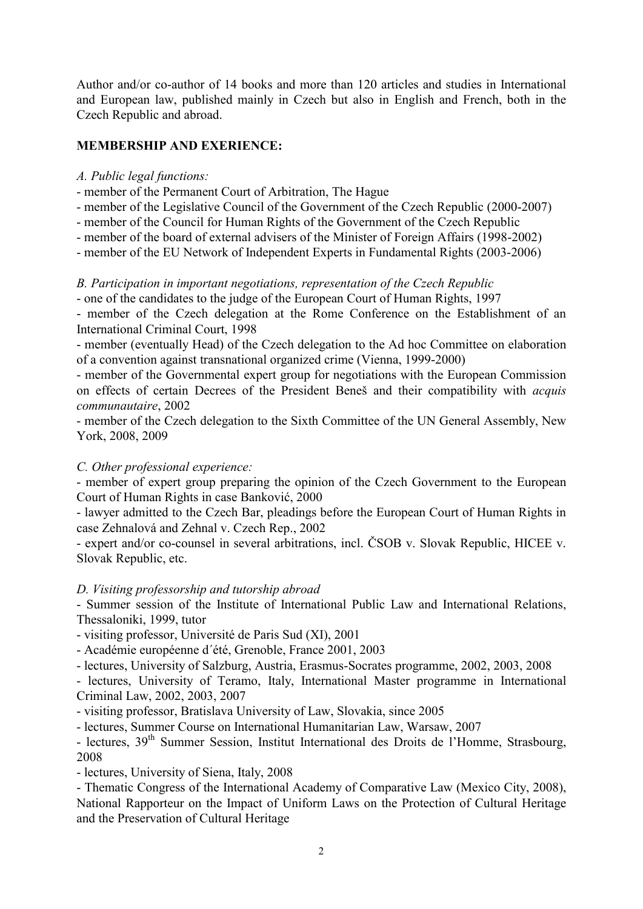Author and/or co-author of 14 books and more than 120 articles and studies in International and European law, published mainly in Czech but also in English and French, both in the Czech Republic and abroad.

**MEMBERSHIP AND EXERIENCE:**

*A. Public legal functions:*

- member of the Permanent Court of Arbitration, The Hague
- member of the Legislative Council of the Government of the Czech Republic (2000-2007)
- member of the Council for Human Rights of the Government of the Czech Republic
- member of the board of external advisers of the Minister of Foreign Affairs (1998-2002)
- member of the EU Network of Independent Experts in Fundamental Rights (2003-2006)

*B. Participation in important negotiations, representation of the Czech Republic*

- one of the candidates to the judge of the European Court of Human Rights, 1997
- member of the Czech delegation at the Rome Conference on the Establishment of an International Criminal Court, 1998
- member (eventually Head) of the Czech delegation to the Ad hoc Committee on elaboration of a convention against transnational organized crime (Vienna, 1999-2000)
- member of the Governmental expert group for negotiations with the European Commission on effects of certain Decrees of the President Beneš and their compatibility with *acquis communautaire*, 2002
- member of the Czech delegation to the Sixth Committee of the UN General Assembly, New York, 2008, 2009

*C. Other professional experience:*

- member of expert group preparing the opinion of the Czech Government to the European Court of Human Rights in case Banković, 2000
- lawyer admitted to the Czech Bar, pleadings before the European Court of Human Rights in case Zehnalová and Zehnal v. Czech Rep., 2002
- expert and/or co-counsel in several arbitrations, incl. ČSOB v. Slovak Republic, HICEE v. Slovak Republic, etc.

*D. Visiting professorship and tutorship abroad*

- Summer session of the Institute of International Public Law and International Relations, Thessaloniki, 1999, tutor
- visiting professor, Université de Paris Sud (XI), 2001
- Académie européenne d´été, Grenoble, France 2001, 2003
- lectures, University of Salzburg, Austria, Erasmus-Socrates programme, 2002, 2003, 2008
- lectures, University of Teramo, Italy, International Master programme in International Criminal Law, 2002, 2003, 2007
- visiting professor, Bratislava University of Law, Slovakia, since 2005
- lectures, Summer Course on International Humanitarian Law, Warsaw, 2007
- lectures, 39th Summer Session, Institut International des Droits de l'Homme, Strasbourg, 2008
- lectures, University of Siena, Italy, 2008
- Thematic Congress of the International Academy of Comparative Law (Mexico City, 2008), National Rapporteur on the Impact of Uniform Laws on the Protection of Cultural Heritage and the Preservation of Cultural Heritage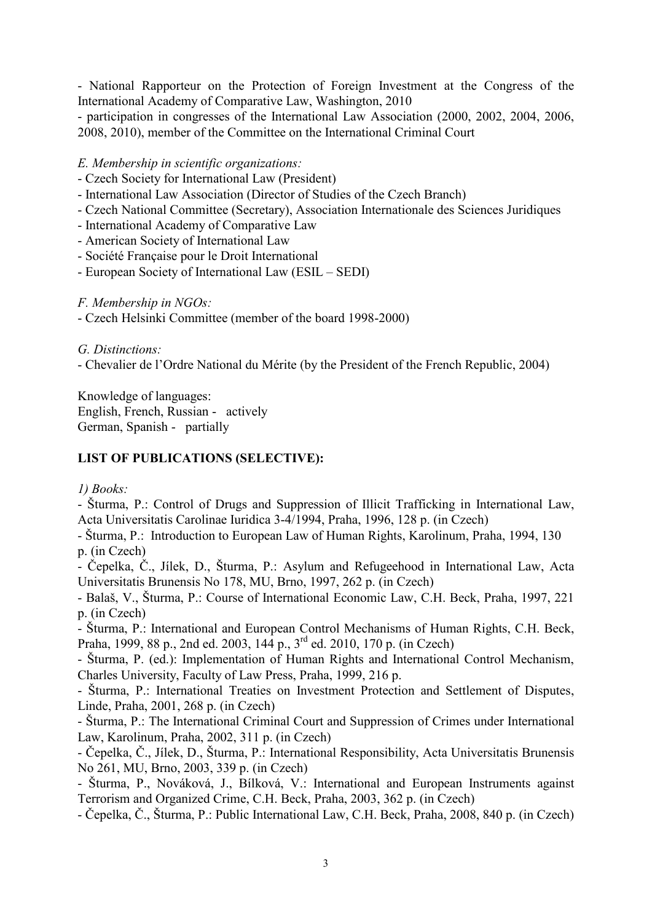- National Rapporteur on the Protection of Foreign Investment at the Congress of the International Academy of Comparative Law, Washington, 2010
- participation in congresses of the International Law Association (2000, 2002, 2004, 2006, 2008, 2010), member of the Committee on the International Criminal Court

*E. Membership in scientific organizations:*

- Czech Society for International Law (President)
- International Law Association (Director of Studies of the Czech Branch)
- Czech National Committee (Secretary), Association Internationale des Sciences Juridiques
- International Academy of Comparative Law
- American Society of International Law
- Société Française pour le Droit International
- European Society of International Law (ESIL – SEDI)

*F. Membership in NGOs:*

- Czech Helsinki Committee (member of the board 1998-2000)

*G. Distinctions:*

- Chevalier de l'Ordre National du Mérite (by the President of the French Republic, 2004)

Knowledge of languages:
English, French, Russian - actively
German, Spanish - partially

**LIST OF PUBLICATIONS (SELECTIVE):**

*1) Books:*

- Šturma, P.: Control of Drugs and Suppression of Illicit Trafficking in International Law, Acta Universitatis Carolinae Iuridica 3-4/1994, Praha, 1996, 128 p. (in Czech)
- Šturma, P.: Introduction to European Law of Human Rights, Karolinum, Praha, 1994, 130 p. (in Czech)
- Čepelka, Č., Jílek, D., Šturma, P.: Asylum and Refugeehood in International Law, Acta Universitatis Brunensis No 178, MU, Brno, 1997, 262 p. (in Czech)
- Balaš, V., Šturma, P.: Course of International Economic Law, C.H. Beck, Praha, 1997, 221 p. (in Czech)
- Šturma, P.: International and European Control Mechanisms of Human Rights, C.H. Beck, Praha, 1999, 88 p., 2nd ed. 2003, 144 p., 3rd ed. 2010, 170 p. (in Czech)
- Šturma, P. (ed.): Implementation of Human Rights and International Control Mechanism, Charles University, Faculty of Law Press, Praha, 1999, 216 p.
- Šturma, P.: International Treaties on Investment Protection and Settlement of Disputes, Linde, Praha, 2001, 268 p. (in Czech)
- Šturma, P.: The International Criminal Court and Suppression of Crimes under International Law, Karolinum, Praha, 2002, 311 p. (in Czech)
- Čepelka, Č., Jílek, D., Šturma, P.: International Responsibility, Acta Universitatis Brunensis No 261, MU, Brno, 2003, 339 p. (in Czech)
- Šturma, P., Nováková, J., Bílková, V.: International and European Instruments against Terrorism and Organized Crime, C.H. Beck, Praha, 2003, 362 p. (in Czech)
- Čepelka, Č., Šturma, P.: Public International Law, C.H. Beck, Praha, 2008, 840 p. (in Czech)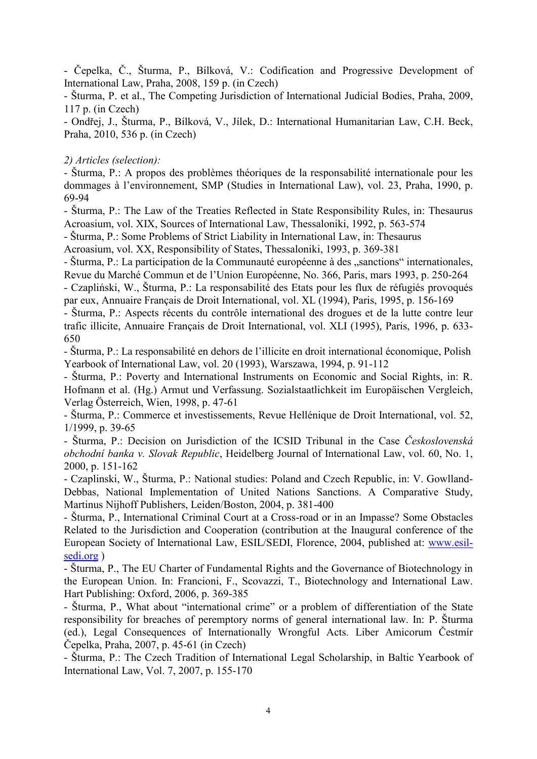- Čepelka, Č., Šturma, P., Bílková, V.: Codification and Progressive Development of International Law, Praha, 2008, 159 p. (in Czech)
- Šturma, P. et al., The Competing Jurisdiction of International Judicial Bodies, Praha, 2009, 117 p. (in Czech)
- Ondřej, J., Šturma, P., Bílková, V., Jílek, D.: International Humanitarian Law, C.H. Beck, Praha, 2010, 536 p. (in Czech)

*2) Articles (selection):*
- Šturma, P.: A propos des problèmes théoriques de la responsabilité internationale pour les dommages à l'environnement, SMP (Studies in International Law), vol. 23, Praha, 1990, p. 69-94
- Šturma, P.: The Law of the Treaties Reflected in State Responsibility Rules, in: Thesaurus Acroasium, vol. XIX, Sources of International Law, Thessaloniki, 1992, p. 563-574
- Šturma, P.: Some Problems of Strict Liability in International Law, in: Thesaurus Acroasium, vol. XX, Responsibility of States, Thessaloniki, 1993, p. 369-381
- Šturma, P.: La participation de la Communauté européenne à des „sanctions" internationales, Revue du Marché Commun et de l'Union Européenne, No. 366, Paris, mars 1993, p. 250-264
- Czapliński, W., Šturma, P.: La responsabilité des Etats pour les flux de réfugiés provoqués par eux, Annuaire Français de Droit International, vol. XL (1994), Paris, 1995, p. 156-169
- Šturma, P.: Aspects récents du contrôle international des drogues et de la lutte contre leur trafic illicite, Annuaire Français de Droit International, vol. XLI (1995), Paris, 1996, p. 633-650
- Šturma, P.: La responsabilité en dehors de l'illicite en droit international économique, Polish Yearbook of International Law, vol. 20 (1993), Warszawa, 1994, p. 91-112
- Šturma, P.: Poverty and International Instruments on Economic and Social Rights, in: R. Hofmann et al. (Hg.) Armut und Verfassung. Sozialstaatlichkeit im Europäischen Vergleich, Verlag Österreich, Wien, 1998, p. 47-61
- Šturma, P.: Commerce et investissements, Revue Hellénique de Droit International, vol. 52, 1/1999, p. 39-65
- Šturma, P.: Decision on Jurisdiction of the ICSID Tribunal in the Case *Československá obchodní banka v. Slovak Republic*, Heidelberg Journal of International Law, vol. 60, No. 1, 2000, p. 151-162
- Czaplinski, W., Šturma, P.: National studies: Poland and Czech Republic, in: V. Gowlland-Debbas, National Implementation of United Nations Sanctions. A Comparative Study, Martinus Nijhoff Publishers, Leiden/Boston, 2004, p. 381-400
- Šturma, P., International Criminal Court at a Cross-road or in an Impasse? Some Obstacles Related to the Jurisdiction and Cooperation (contribution at the Inaugural conference of the European Society of International Law, ESIL/SEDI, Florence, 2004, published at: www.esil-sedi.org )
- Šturma, P., The EU Charter of Fundamental Rights and the Governance of Biotechnology in the European Union. In: Francioni, F., Scovazzi, T., Biotechnology and International Law. Hart Publishing: Oxford, 2006, p. 369-385
- Šturma, P., What about "international crime" or a problem of differentiation of the State responsibility for breaches of peremptory norms of general international law. In: P. Šturma (ed.), Legal Consequences of Internationally Wrongful Acts. Liber Amicorum Čestmír Čepelka, Praha, 2007, p. 45-61 (in Czech)
- Šturma, P.: The Czech Tradition of International Legal Scholarship, in Baltic Yearbook of International Law, Vol. 7, 2007, p. 155-170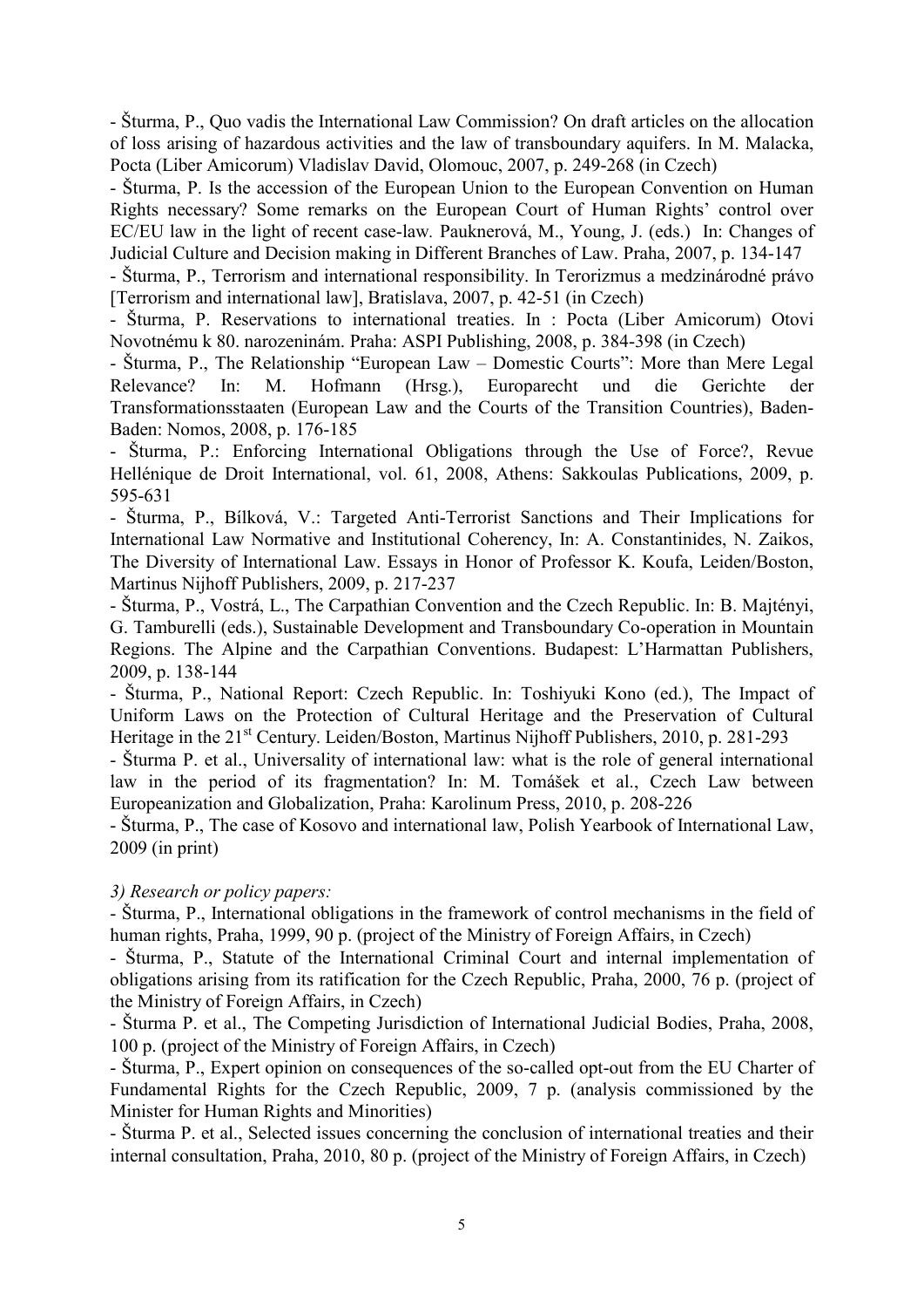- Šturma, P., Quo vadis the International Law Commission? On draft articles on the allocation of loss arising of hazardous activities and the law of transboundary aquifers. In M. Malacka, Pocta (Liber Amicorum) Vladislav David, Olomouc, 2007, p. 249-268 (in Czech)

- Šturma, P. Is the accession of the European Union to the European Convention on Human Rights necessary? Some remarks on the European Court of Human Rights' control over EC/EU law in the light of recent case-law. Pauknerová, M., Young, J. (eds.) In: Changes of Judicial Culture and Decision making in Different Branches of Law. Praha, 2007, p. 134-147

- Šturma, P., Terrorism and international responsibility. In Terorizmus a medzinárodné právo [Terrorism and international law], Bratislava, 2007, p. 42-51 (in Czech)

- Šturma, P. Reservations to international treaties. In : Pocta (Liber Amicorum) Otovi Novotnému k 80. narozeninám. Praha: ASPI Publishing, 2008, p. 384-398 (in Czech)

- Šturma, P., The Relationship "European Law – Domestic Courts": More than Mere Legal Relevance? In: M. Hofmann (Hrsg.), Europarecht und die Gerichte der Transformationsstaaten (European Law and the Courts of the Transition Countries), Baden-Baden: Nomos, 2008, p. 176-185

- Šturma, P.: Enforcing International Obligations through the Use of Force?, Revue Hellénique de Droit International, vol. 61, 2008, Athens: Sakkoulas Publications, 2009, p. 595-631

- Šturma, P., Bílková, V.: Targeted Anti-Terrorist Sanctions and Their Implications for International Law Normative and Institutional Coherency, In: A. Constantinides, N. Zaikos, The Diversity of International Law. Essays in Honor of Professor K. Koufa, Leiden/Boston, Martinus Nijhoff Publishers, 2009, p. 217-237

- Šturma, P., Vostrá, L., The Carpathian Convention and the Czech Republic. In: B. Majtényi, G. Tamburelli (eds.), Sustainable Development and Transboundary Co-operation in Mountain Regions. The Alpine and the Carpathian Conventions. Budapest: L'Harmattan Publishers, 2009, p. 138-144

- Šturma, P., National Report: Czech Republic. In: Toshiyuki Kono (ed.), The Impact of Uniform Laws on the Protection of Cultural Heritage and the Preservation of Cultural Heritage in the 21st Century. Leiden/Boston, Martinus Nijhoff Publishers, 2010, p. 281-293

- Šturma P. et al., Universality of international law: what is the role of general international law in the period of its fragmentation? In: M. Tomášek et al., Czech Law between Europeanization and Globalization, Praha: Karolinum Press, 2010, p. 208-226

- Šturma, P., The case of Kosovo and international law, Polish Yearbook of International Law, 2009 (in print)

*3) Research or policy papers:*

- Šturma, P., International obligations in the framework of control mechanisms in the field of human rights, Praha, 1999, 90 p. (project of the Ministry of Foreign Affairs, in Czech)

- Šturma, P., Statute of the International Criminal Court and internal implementation of obligations arising from its ratification for the Czech Republic, Praha, 2000, 76 p. (project of the Ministry of Foreign Affairs, in Czech)

- Šturma P. et al., The Competing Jurisdiction of International Judicial Bodies, Praha, 2008, 100 p. (project of the Ministry of Foreign Affairs, in Czech)

- Šturma, P., Expert opinion on consequences of the so-called opt-out from the EU Charter of Fundamental Rights for the Czech Republic, 2009, 7 p. (analysis commissioned by the Minister for Human Rights and Minorities)

- Šturma P. et al., Selected issues concerning the conclusion of international treaties and their internal consultation, Praha, 2010, 80 p. (project of the Ministry of Foreign Affairs, in Czech)